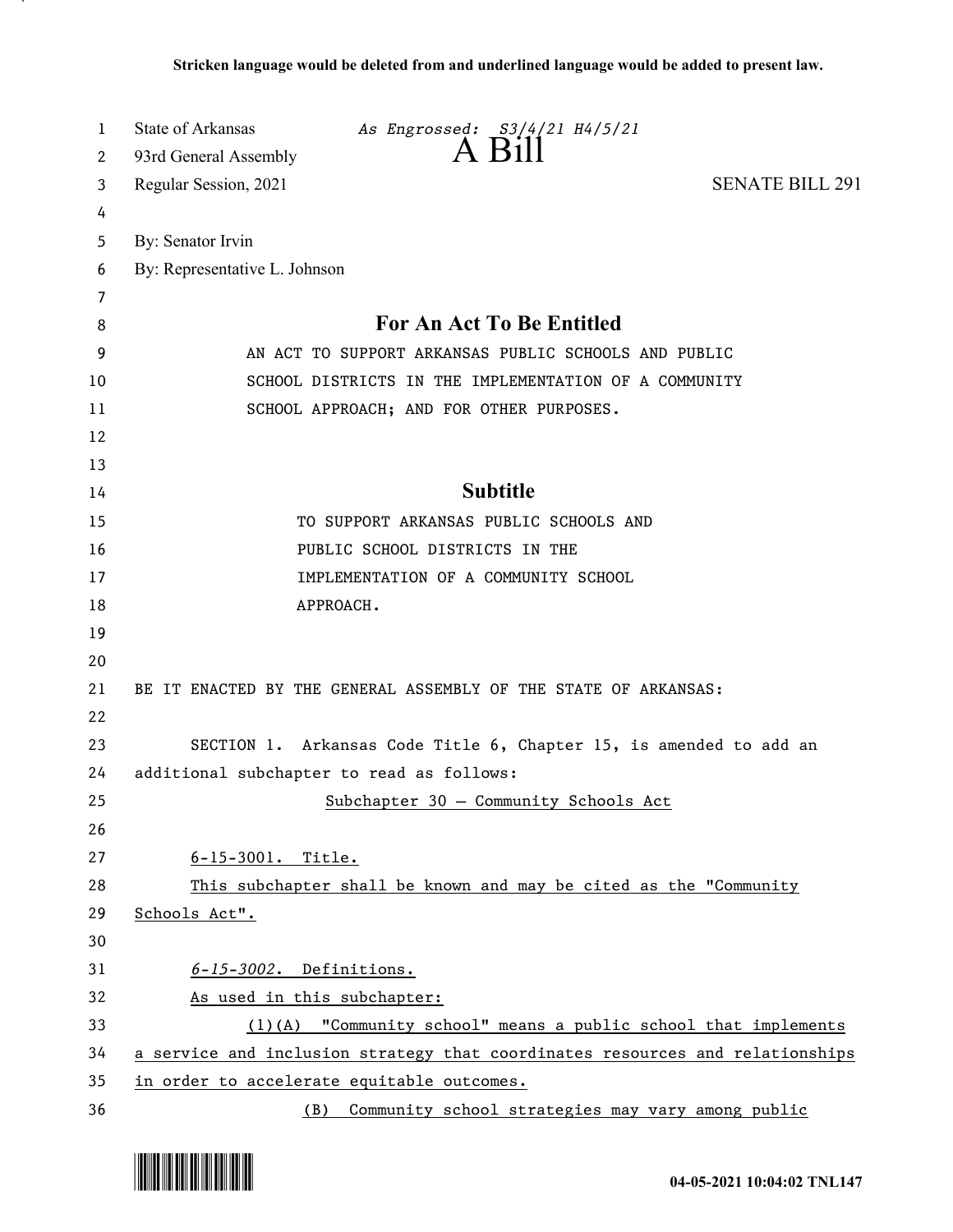Stricken language would be deleted from and underlined language would be added to present law.

State of Arkansas *As Engrossed: S3/4/21 H4/5/21*
93rd General Assembly
# A Bill
Regular Session, 2021 SENATE BILL 291

By: Senator Irvin
By: Representative L. Johnson

## For An Act To Be Entitled

AN ACT TO SUPPORT ARKANSAS PUBLIC SCHOOLS AND PUBLIC SCHOOL DISTRICTS IN THE IMPLEMENTATION OF A COMMUNITY SCHOOL APPROACH; AND FOR OTHER PURPOSES.

## Subtitle

TO SUPPORT ARKANSAS PUBLIC SCHOOLS AND PUBLIC SCHOOL DISTRICTS IN THE IMPLEMENTATION OF A COMMUNITY SCHOOL APPROACH.

BE IT ENACTED BY THE GENERAL ASSEMBLY OF THE STATE OF ARKANSAS:

SECTION 1. Arkansas Code Title 6, Chapter 15, is amended to add an additional subchapter to read as follows:

Subchapter 30 — Community Schools Act

6-15-3001. Title.

This subchapter shall be known and may be cited as the "Community Schools Act".

*6-15-3002*. Definitions.

As used in this subchapter:

(1)(A) "Community school" means a public school that implements a service and inclusion strategy that coordinates resources and relationships in order to accelerate equitable outcomes.

(B) Community school strategies may vary among public

04-05-2021 10:04:02 TNL147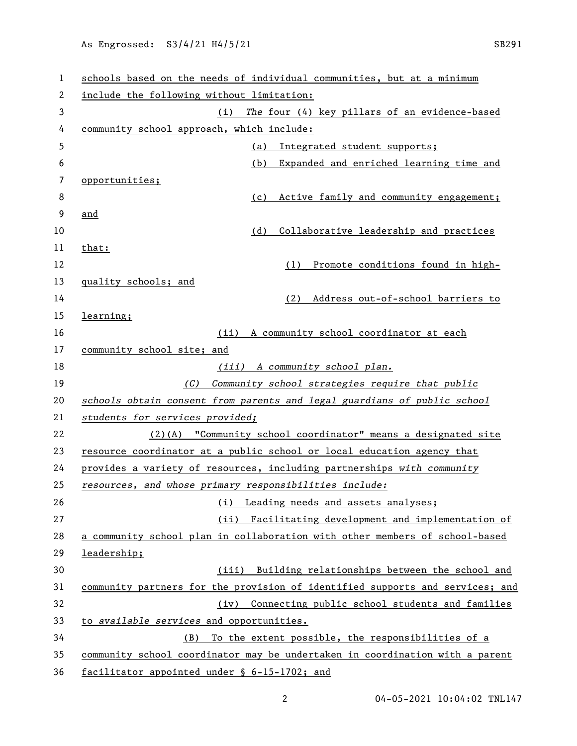schools based on the needs of individual communities, but at a minimum include the following without limitation:

(i) *The* four (4) key pillars of an evidence-based community school approach, which include:

(a) Integrated student supports;

(b) Expanded and enriched learning time and opportunities;

(c) Active family and community engagement; and

(d) Collaborative leadership and practices that:

(1) Promote conditions found in high-quality schools; and

(2) Address out-of-school barriers to learning;

(ii) A community school coordinator at each community school site; and

*(iii) A community school plan.*

*(C) Community school strategies require that public schools obtain consent from parents and legal guardians of public school students for services provided;*

(2)(A) "Community school coordinator" means a designated site resource coordinator at a public school or local education agency that provides a variety of resources, including partnerships *with community resources, and whose primary responsibilities include:*

(i) Leading needs and assets analyses;

(ii) Facilitating development and implementation of a community school plan in collaboration with other members of school-based leadership;

(iii) Building relationships between the school and community partners for the provision of identified supports and services; and

(iv) Connecting public school students and families to *available services* and opportunities.

(B) To the extent possible, the responsibilities of a community school coordinator may be undertaken in coordination with a parent facilitator appointed under § 6-15-1702; and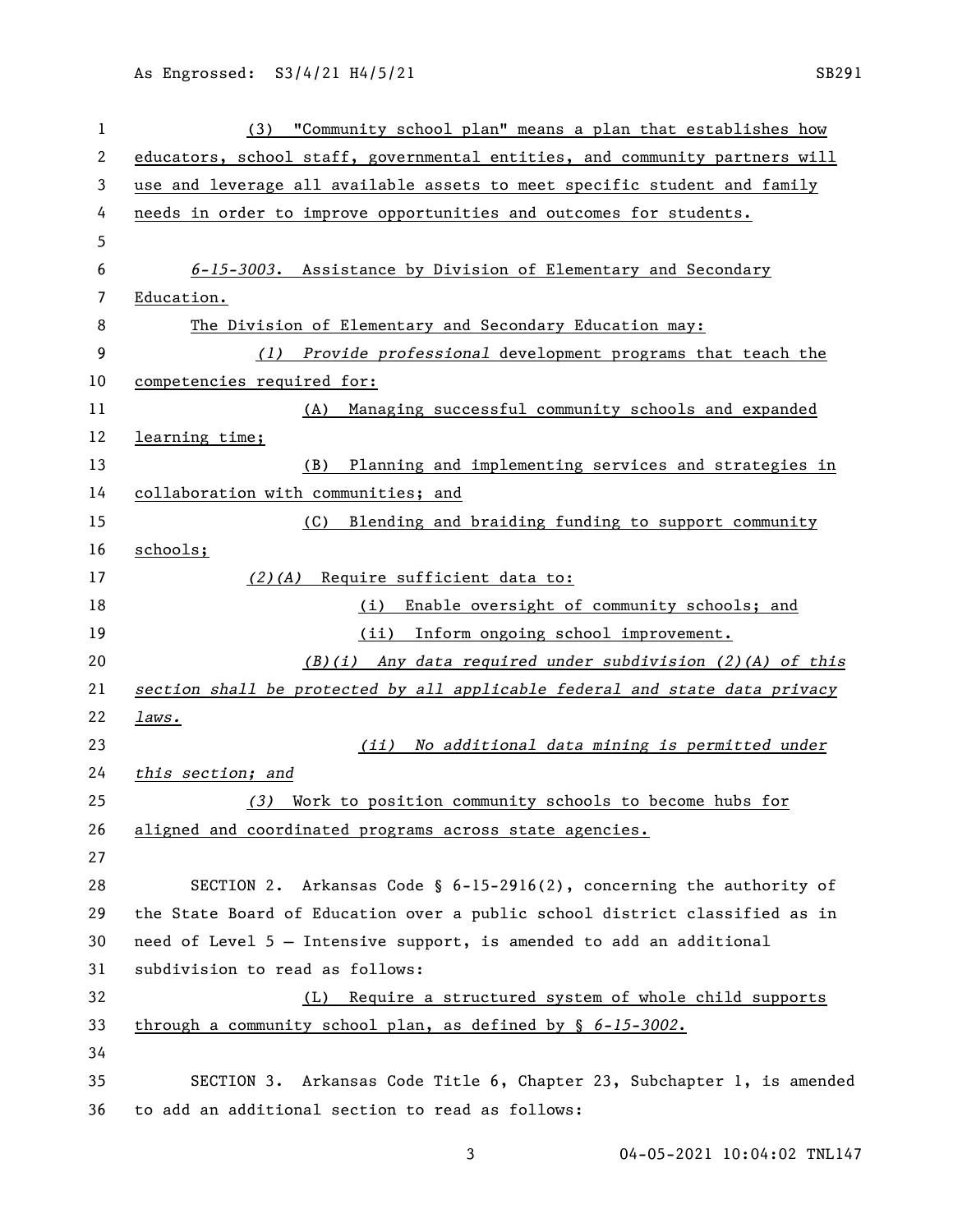(3) "Community school plan" means a plan that establishes how educators, school staff, governmental entities, and community partners will use and leverage all available assets to meet specific student and family needs in order to improve opportunities and outcomes for students.

*6-15-3003.* Assistance by Division of Elementary and Secondary Education.

The Division of Elementary and Secondary Education may:

*(1) Provide professional* development programs that teach the competencies required for:

(A) Managing successful community schools and expanded learning time;

(B) Planning and implementing services and strategies in collaboration with communities; and

(C) Blending and braiding funding to support community schools;

*(2)(A)* Require sufficient data to:

(i) Enable oversight of community schools; and

(ii) Inform ongoing school improvement.

*(B)(i) Any data required under subdivision (2)(A) of this section shall be protected by all applicable federal and state data privacy laws.*

*(ii) No additional data mining is permitted under this section; and*

*(3)* Work to position community schools to become hubs for aligned and coordinated programs across state agencies.

SECTION 2. Arkansas Code § 6-15-2916(2), concerning the authority of the State Board of Education over a public school district classified as in need of Level 5 – Intensive support, is amended to add an additional subdivision to read as follows:

(L) Require a structured system of whole child supports through a community school plan, as defined by § *6-15-3002.*

SECTION 3. Arkansas Code Title 6, Chapter 23, Subchapter 1, is amended to add an additional section to read as follows: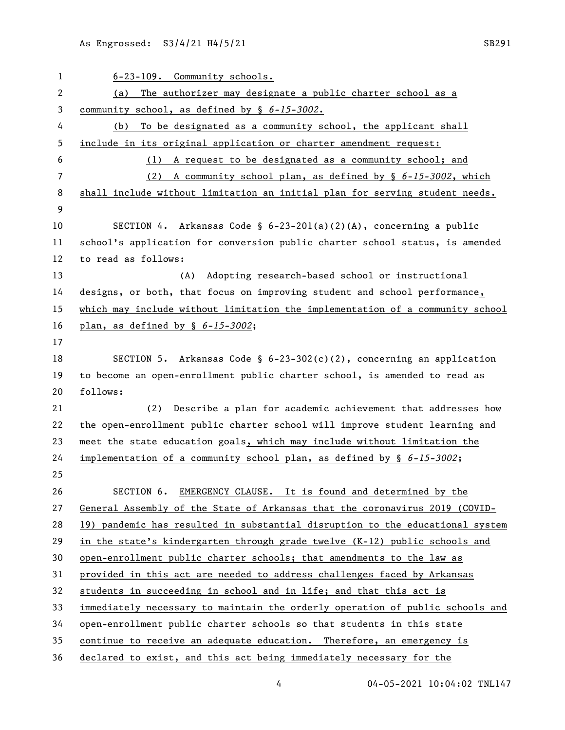6-23-109. Community schools.

(a) The authorizer may designate a public charter school as a community school, as defined by § *6-15-3002*.

(b) To be designated as a community school, the applicant shall include in its original application or charter amendment request:

(1) A request to be designated as a community school; and

(2) A community school plan, as defined by § *6-15-3002*, which shall include without limitation an initial plan for serving student needs.

SECTION 4. Arkansas Code § 6-23-201(a)(2)(A), concerning a public school's application for conversion public charter school status, is amended to read as follows:

(A) Adopting research-based school or instructional designs, or both, that focus on improving student and school performance, which may include without limitation the implementation of a community school plan, as defined by § *6-15-3002*;

SECTION 5. Arkansas Code § 6-23-302(c)(2), concerning an application to become an open-enrollment public charter school, is amended to read as follows:

(2) Describe a plan for academic achievement that addresses how the open-enrollment public charter school will improve student learning and meet the state education goals, which may include without limitation the implementation of a community school plan, as defined by § *6-15-3002*;

SECTION 6. EMERGENCY CLAUSE. It is found and determined by the General Assembly of the State of Arkansas that the coronavirus 2019 (COVID-19) pandemic has resulted in substantial disruption to the educational system in the state's kindergarten through grade twelve (K-12) public schools and open-enrollment public charter schools; that amendments to the law as provided in this act are needed to address challenges faced by Arkansas students in succeeding in school and in life; and that this act is immediately necessary to maintain the orderly operation of public schools and open-enrollment public charter schools so that students in this state continue to receive an adequate education. Therefore, an emergency is declared to exist, and this act being immediately necessary for the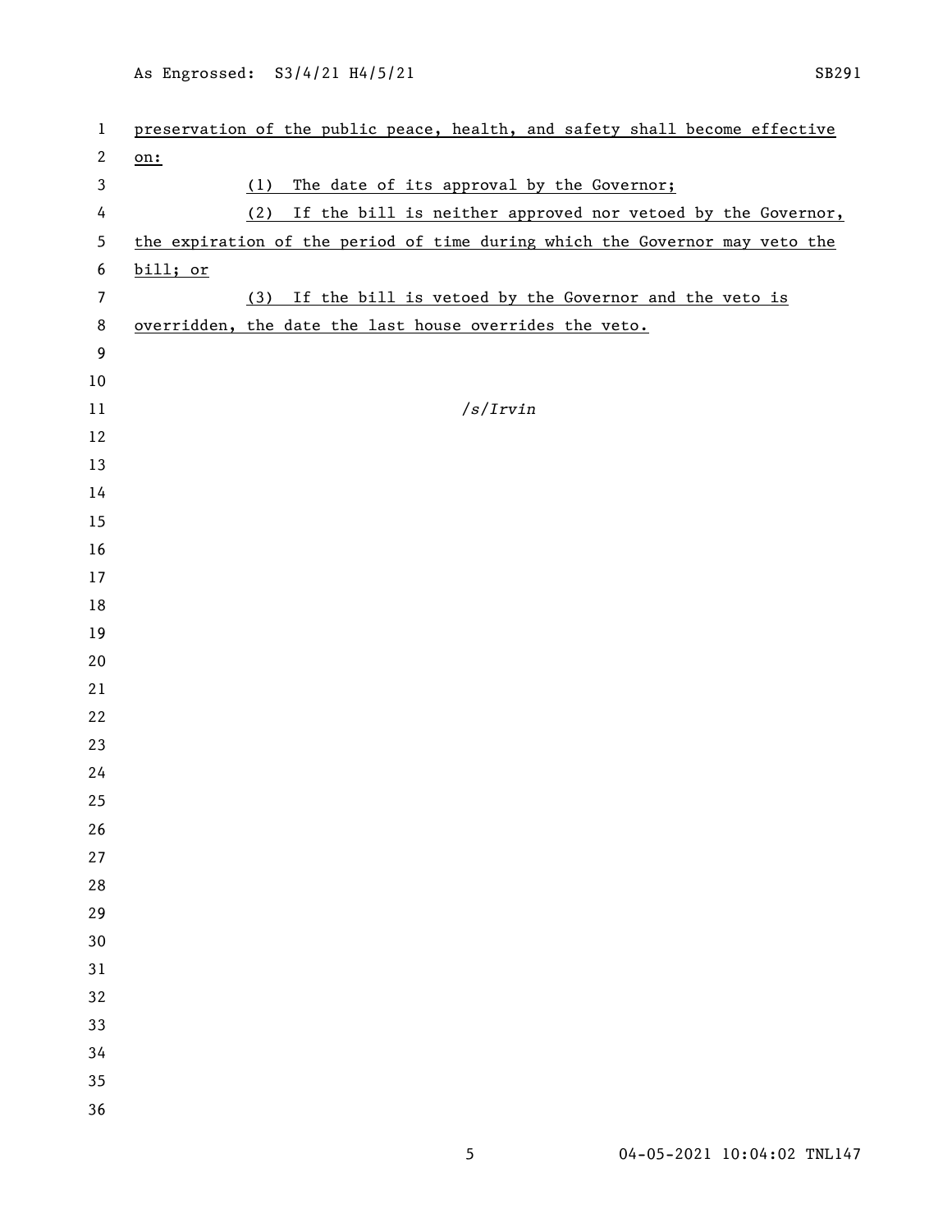preservation of the public peace, health, and safety shall become effective on:

(1) The date of its approval by the Governor;

(2) If the bill is neither approved nor vetoed by the Governor, the expiration of the period of time during which the Governor may veto the bill; or

(3) If the bill is vetoed by the Governor and the veto is overridden, the date the last house overrides the veto.

*/s/Irvin*